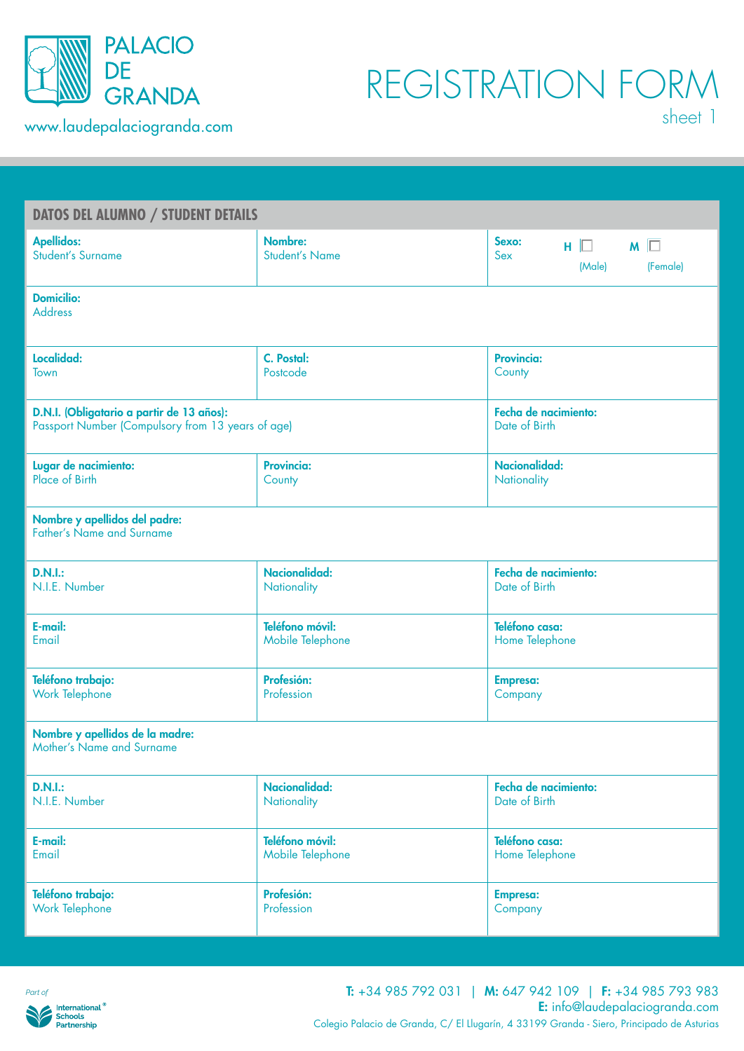PALACIO DE GRANDA

www.laudepalaciogranda.com

# REGISTRATION FORM

sheet 1

## DATOS DEL ALUMNO / STUDENT DETAILS

| **Apellidos:** Student's Surname | **Nombre:** Student's Name | **Sexo:** Sex — **H** ☐ (Male) **M** ☐ (Female) |
|---|---|---|
| **Domicilio:** Address | | |
| **Localidad:** Town | **C. Postal:** Postcode | **Provincia:** County |
| **D.N.I. (Obligatario a partir de 13 años):** Passport Number (Compulsory from 13 years of age) | | **Fecha de nacimiento:** Date of Birth |
| **Lugar de nacimiento:** Place of Birth | **Provincia:** County | **Nacionalidad:** Nationality |
| **Nombre y apellidos del padre:** Father's Name and Surname | | |
| **D.N.I.:** N.I.E. Number | **Nacionalidad:** Nationality | **Fecha de nacimiento:** Date of Birth |
| **E-mail:** Email | **Teléfono móvil:** Mobile Telephone | **Teléfono casa:** Home Telephone |
| **Teléfono trabajo:** Work Telephone | **Profesión:** Profession | **Empresa:** Company |
| **Nombre y apellidos de la madre:** Mother's Name and Surname | | |
| **D.N.I.:** N.I.E. Number | **Nacionalidad:** Nationality | **Fecha de nacimiento:** Date of Birth |
| **E-mail:** Email | **Teléfono móvil:** Mobile Telephone | **Teléfono casa:** Home Telephone |
| **Teléfono trabajo:** Work Telephone | **Profesión:** Profession | **Empresa:** Company |

*Part of* International® Schools Partnership

**T:** +34 985 792 031 | **M:** 647 942 109 | **F:** +34 985 793 983
**E:** info@laudepalaciogranda.com
Colegio Palacio de Granda, C/ El Llugarín, 4 33199 Granda - Siero, Principado de Asturias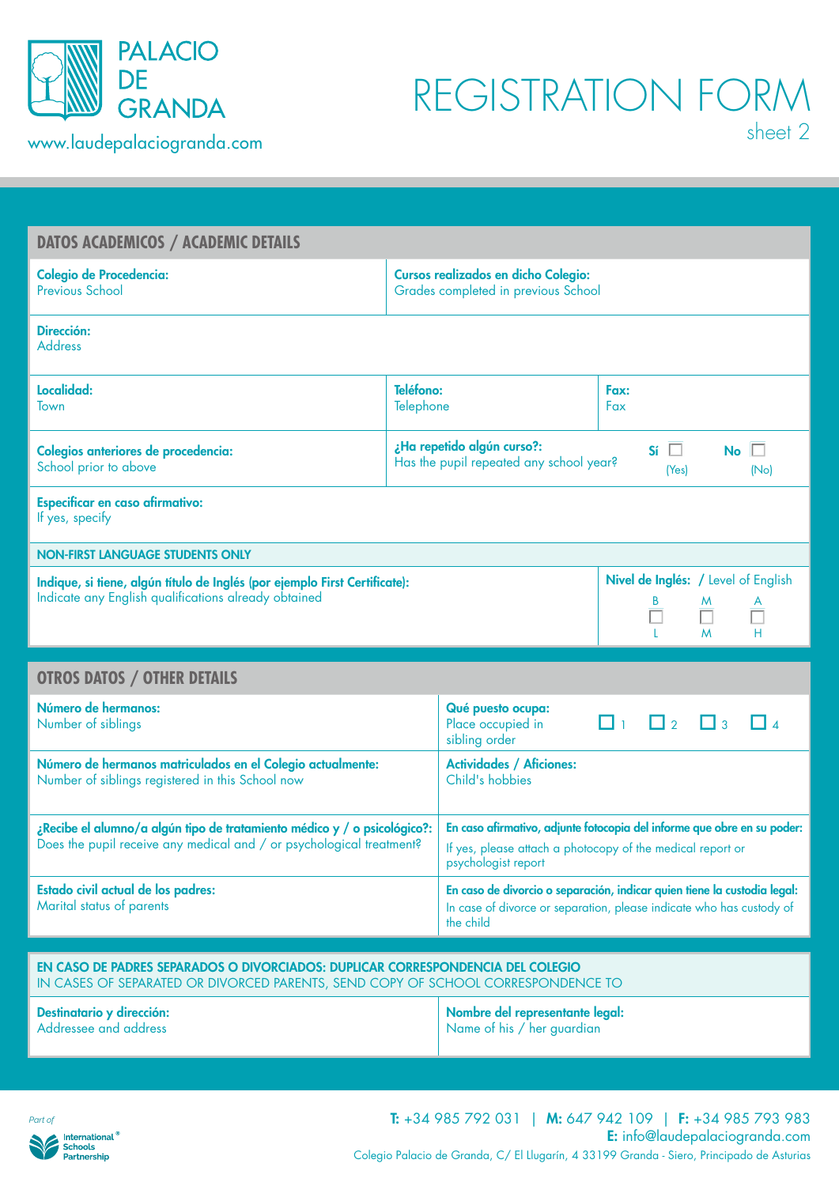PALACIO DE GRANDA

www.laudepalaciogranda.com

# REGISTRATION FORM

sheet 2

## DATOS ACADEMICOS / ACADEMIC DETAILS

| | | |
|---|---|---|
| **Colegio de Procedencia:** Previous School | **Cursos realizados en dicho Colegio:** Grades completed in previous School | |
| **Dirección:** Address | | |
| **Localidad:** Town | **Teléfono:** Telephone | **Fax:** Fax |
| **Colegios anteriores de procedencia:** School prior to above | **¿Ha repetido algún curso?:** Has the pupil repeated any school year? **Sí** ☐ (Yes) **No** ☐ (No) | |
| **Especificar en caso afirmativo:** If yes, specify | | |

**NON-FIRST LANGUAGE STUDENTS ONLY**

| | |
|---|---|
| **Indique, si tiene, algún título de Inglés (por ejemplo First Certificate):** Indicate any English qualifications already obtained | **Nivel de Inglés:** / Level of English — B ☐ L, M ☐ M, A ☐ H |

## OTROS DATOS / OTHER DETAILS

| | |
|---|---|
| **Número de hermanos:** Number of siblings | **Qué puesto ocupa:** Place occupied in sibling order ☐ 1 ☐ 2 ☐ 3 ☐ 4 |
| **Número de hermanos matriculados en el Colegio actualmente:** Number of siblings registered in this School now | **Actividades / Aficiones:** Child's hobbies |
| **¿Recibe el alumno/a algún tipo de tratamiento médico y / o psicológico?:** Does the pupil receive any medical and / or psychological treatment? | **En caso afirmativo, adjunte fotocopia del informe que obre en su poder:** If yes, please attach a photocopy of the medical report or psychologist report |
| **Estado civil actual de los padres:** Marital status of parents | **En caso de divorcio o separación, indicar quien tiene la custodia legal:** In case of divorce or separation, please indicate who has custody of the child |

**EN CASO DE PADRES SEPARADOS O DIVORCIADOS: DUPLICAR CORRESPONDENCIA DEL COLEGIO**
IN CASES OF SEPARATED OR DIVORCED PARENTS, SEND COPY OF SCHOOL CORRESPONDENCE TO

| | |
|---|---|
| **Destinatario y dirección:** Addressee and address | **Nombre del representante legal:** Name of his / her guardian |

Part of International Schools Partnership

**T:** +34 985 792 031 | **M:** 647 942 109 | **F:** +34 985 793 983
**E:** info@laudepalaciogranda.com
Colegio Palacio de Granda, C/ El Llugarín, 4 33199 Granda - Siero, Principado de Asturias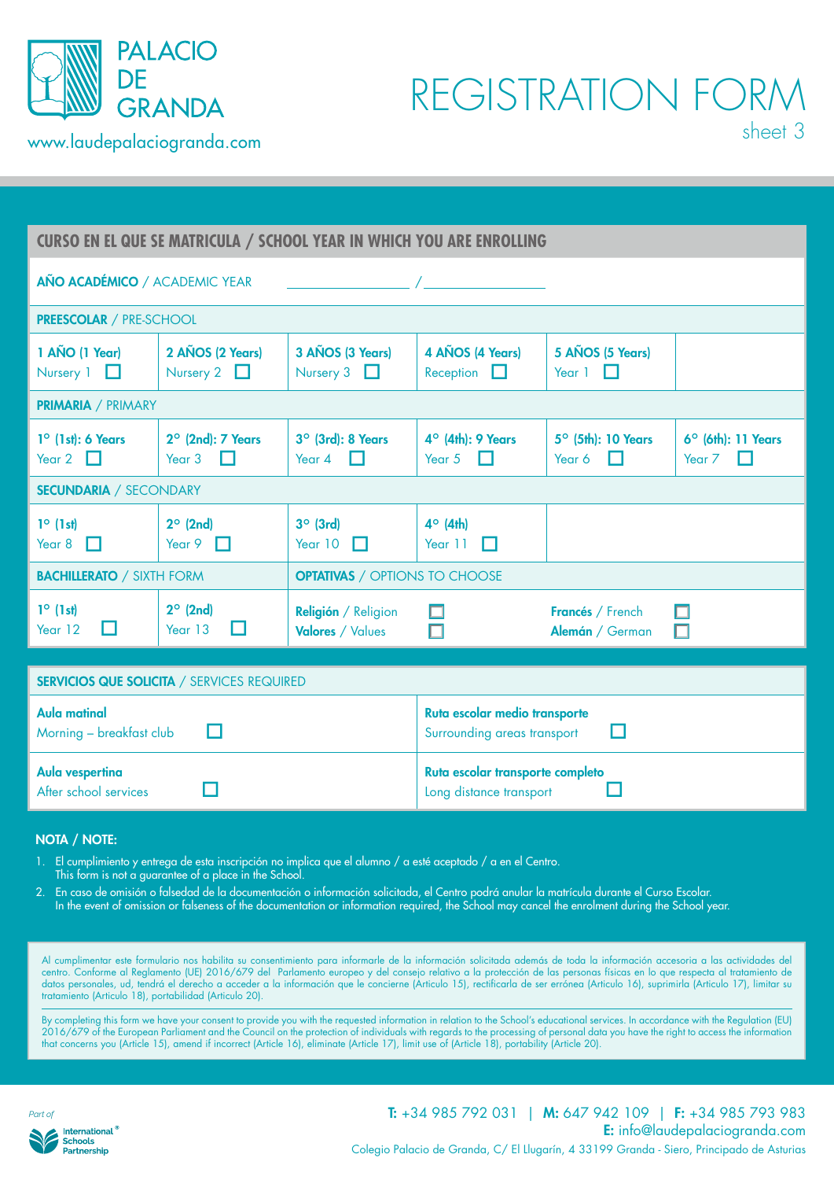PALACIO DE GRANDA

www.laudepalaciogranda.com

# REGISTRATION FORM

sheet 3

## CURSO EN EL QUE SE MATRICULA / SCHOOL YEAR IN WHICH YOU ARE ENROLLING

**AÑO ACADÉMICO** / ACADEMIC YEAR ________________ / ________________

**PREESCOLAR** / PRE-SCHOOL

| | | | | | |
|---|---|---|---|---|---|
| **1 AÑO (1 Year)** Nursery 1 ☐ | **2 AÑOS (2 Years)** Nursery 2 ☐ | **3 AÑOS (3 Years)** Nursery 3 ☐ | **4 AÑOS (4 Years)** Reception ☐ | **5 AÑOS (5 Years)** Year 1 ☐ | |

**PRIMARIA** / PRIMARY

| | | | | | |
|---|---|---|---|---|---|
| **1° (1st): 6 Years** Year 2 ☐ | **2° (2nd): 7 Years** Year 3 ☐ | **3° (3rd): 8 Years** Year 4 ☐ | **4° (4th): 9 Years** Year 5 ☐ | **5° (5th): 10 Years** Year 6 ☐ | **6° (6th): 11 Years** Year 7 ☐ |

**SECUNDARIA** / SECONDARY

| | | | | |
|---|---|---|---|---|
| **1° (1st)** Year 8 ☐ | **2° (2nd)** Year 9 ☐ | **3° (3rd)** Year 10 ☐ | **4° (4th)** Year 11 ☐ | |

**BACHILLERATO** / SIXTH FORM — **OPTATIVAS** / OPTIONS TO CHOOSE

| | | | |
|---|---|---|---|
| **1° (1st)** Year 12 ☐ | **2° (2nd)** Year 13 ☐ | **Religión** / Religion ☐<br>**Valores** / Values ☐ | **Francés** / French ☐<br>**Alemán** / German ☐ |

## SERVICIOS QUE SOLICITA / SERVICES REQUIRED

| | |
|---|---|
| **Aula matinal** Morning – breakfast club ☐ | **Ruta escolar medio transporte** Surrounding areas transport ☐ |
| **Aula vespertina** After school services ☐ | **Ruta escolar transporte completo** Long distance transport ☐ |

**NOTA / NOTE:**

1. El cumplimiento y entrega de esta inscripción no implica que el alumno / a esté aceptado / a en el Centro.
   This form is not a guarantee of a place in the School.
2. En caso de omisión o falsedad de la documentación o información solicitada, el Centro podrá anular la matrícula durante el Curso Escolar.
   In the event of omission or falseness of the documentation or information required, the School may cancel the enrolment during the School year.

Al cumplimentar este formulario nos habilita su consentimiento para informarle de la información solicitada además de toda la información accesoria a las actividades del centro. Conforme al Reglamento (UE) 2016/679 del Parlamento europeo y del consejo relativo a la protección de las personas físicas en lo que respecta al tratamiento de datos personales, ud, tendrá el derecho a acceder a la información que le concierne (Articulo 15), rectificarla de ser errónea (Articulo 16), suprimirla (Articulo 17), limitar su tratamiento (Articulo 18), portabilidad (Articulo 20).

By completing this form we have your consent to provide you with the requested information in relation to the School's educational services. In accordance with the Regulation (EU) 2016/679 of the European Parliament and the Council on the protection of individuals with regards to the processing of personal data you have the right to access the information that concerns you (Article 15), amend if incorrect (Article 16), eliminate (Article 17), limit use of (Article 18), portability (Article 20).

Part of International® Schools Partnership

**T:** +34 985 792 031 | **M:** 647 942 109 | **F:** +34 985 793 983
**E:** info@laudepalaciogranda.com
Colegio Palacio de Granda, C/ El Llugarín, 4 33199 Granda - Siero, Principado de Asturias